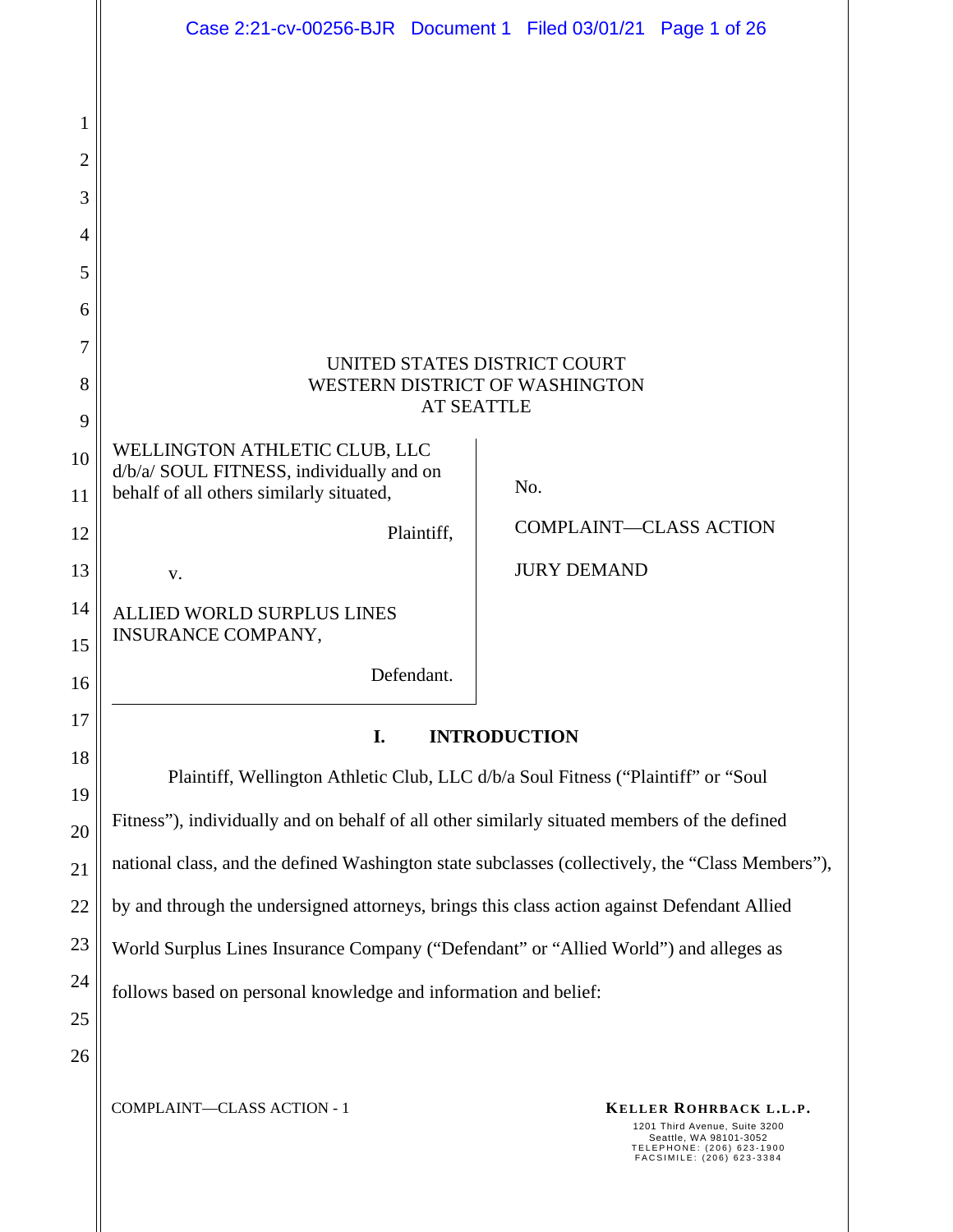UNITED STATES DISTRICT COURT
WESTERN DISTRICT OF WASHINGTON
AT SEATTLE

| | |
|---|---|
| WELLINGTON ATHLETIC CLUB, LLC d/b/a/ SOUL FITNESS, individually and on behalf of all others similarly situated,<br><br>Plaintiff,<br><br>v.<br><br>ALLIED WORLD SURPLUS LINES INSURANCE COMPANY,<br><br>Defendant. | No.<br><br>COMPLAINT—CLASS ACTION<br><br>JURY DEMAND |

## I. INTRODUCTION

Plaintiff, Wellington Athletic Club, LLC d/b/a Soul Fitness ("Plaintiff" or "Soul Fitness"), individually and on behalf of all other similarly situated members of the defined national class, and the defined Washington state subclasses (collectively, the "Class Members"), by and through the undersigned attorneys, brings this class action against Defendant Allied World Surplus Lines Insurance Company ("Defendant" or "Allied World") and alleges as follows based on personal knowledge and information and belief: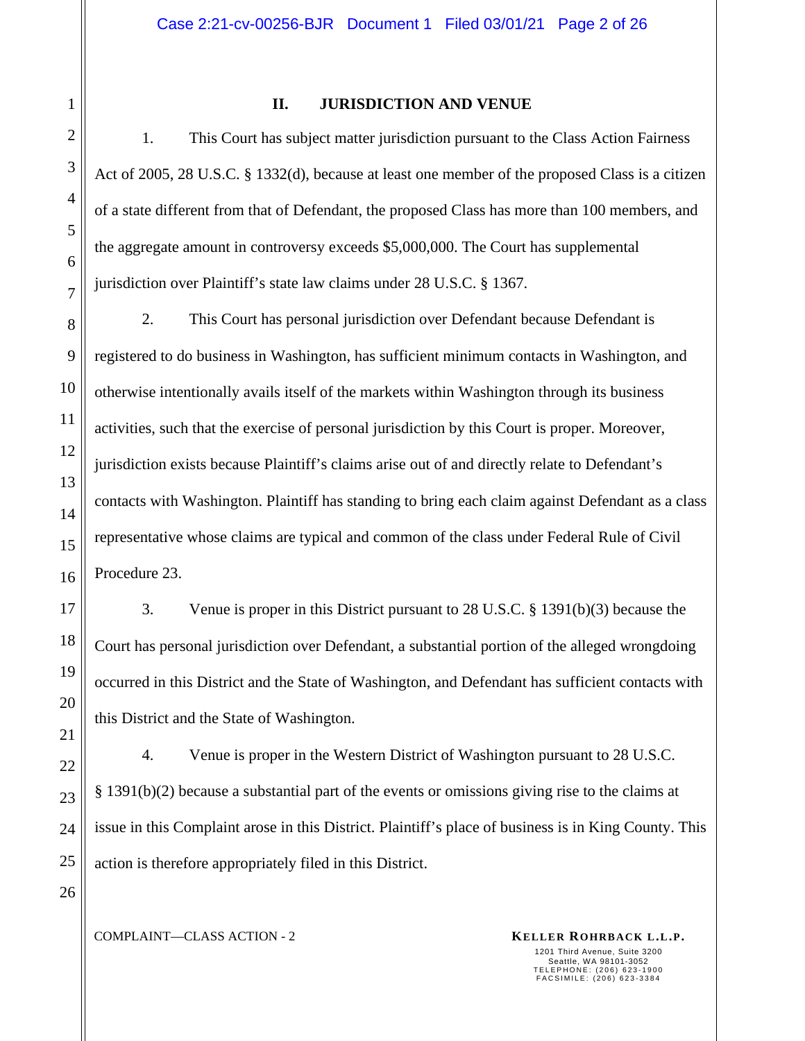## II. JURISDICTION AND VENUE

1. This Court has subject matter jurisdiction pursuant to the Class Action Fairness Act of 2005, 28 U.S.C. § 1332(d), because at least one member of the proposed Class is a citizen of a state different from that of Defendant, the proposed Class has more than 100 members, and the aggregate amount in controversy exceeds $5,000,000. The Court has supplemental jurisdiction over Plaintiff's state law claims under 28 U.S.C. § 1367.

2. This Court has personal jurisdiction over Defendant because Defendant is registered to do business in Washington, has sufficient minimum contacts in Washington, and otherwise intentionally avails itself of the markets within Washington through its business activities, such that the exercise of personal jurisdiction by this Court is proper. Moreover, jurisdiction exists because Plaintiff's claims arise out of and directly relate to Defendant's contacts with Washington. Plaintiff has standing to bring each claim against Defendant as a class representative whose claims are typical and common of the class under Federal Rule of Civil Procedure 23.

3. Venue is proper in this District pursuant to 28 U.S.C. § 1391(b)(3) because the Court has personal jurisdiction over Defendant, a substantial portion of the alleged wrongdoing occurred in this District and the State of Washington, and Defendant has sufficient contacts with this District and the State of Washington.

4. Venue is proper in the Western District of Washington pursuant to 28 U.S.C. § 1391(b)(2) because a substantial part of the events or omissions giving rise to the claims at issue in this Complaint arose in this District. Plaintiff's place of business is in King County. This action is therefore appropriately filed in this District.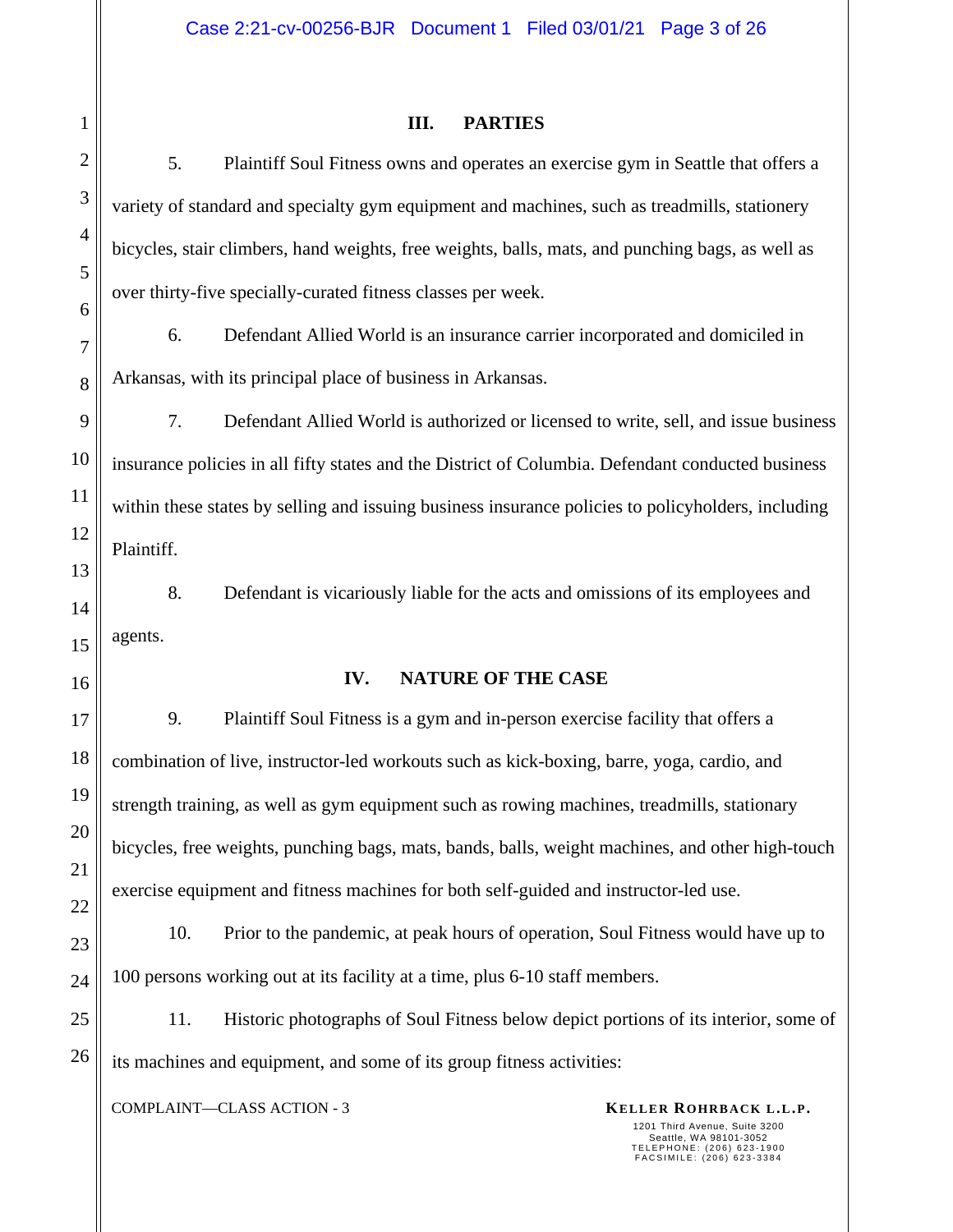## III. PARTIES

5. Plaintiff Soul Fitness owns and operates an exercise gym in Seattle that offers a variety of standard and specialty gym equipment and machines, such as treadmills, stationery bicycles, stair climbers, hand weights, free weights, balls, mats, and punching bags, as well as over thirty-five specially-curated fitness classes per week.

6. Defendant Allied World is an insurance carrier incorporated and domiciled in Arkansas, with its principal place of business in Arkansas.

7. Defendant Allied World is authorized or licensed to write, sell, and issue business insurance policies in all fifty states and the District of Columbia. Defendant conducted business within these states by selling and issuing business insurance policies to policyholders, including Plaintiff.

8. Defendant is vicariously liable for the acts and omissions of its employees and agents.

## IV. NATURE OF THE CASE

9. Plaintiff Soul Fitness is a gym and in-person exercise facility that offers a combination of live, instructor-led workouts such as kick-boxing, barre, yoga, cardio, and strength training, as well as gym equipment such as rowing machines, treadmills, stationary bicycles, free weights, punching bags, mats, bands, balls, weight machines, and other high-touch exercise equipment and fitness machines for both self-guided and instructor-led use.

10. Prior to the pandemic, at peak hours of operation, Soul Fitness would have up to 100 persons working out at its facility at a time, plus 6-10 staff members.

11. Historic photographs of Soul Fitness below depict portions of its interior, some of its machines and equipment, and some of its group fitness activities: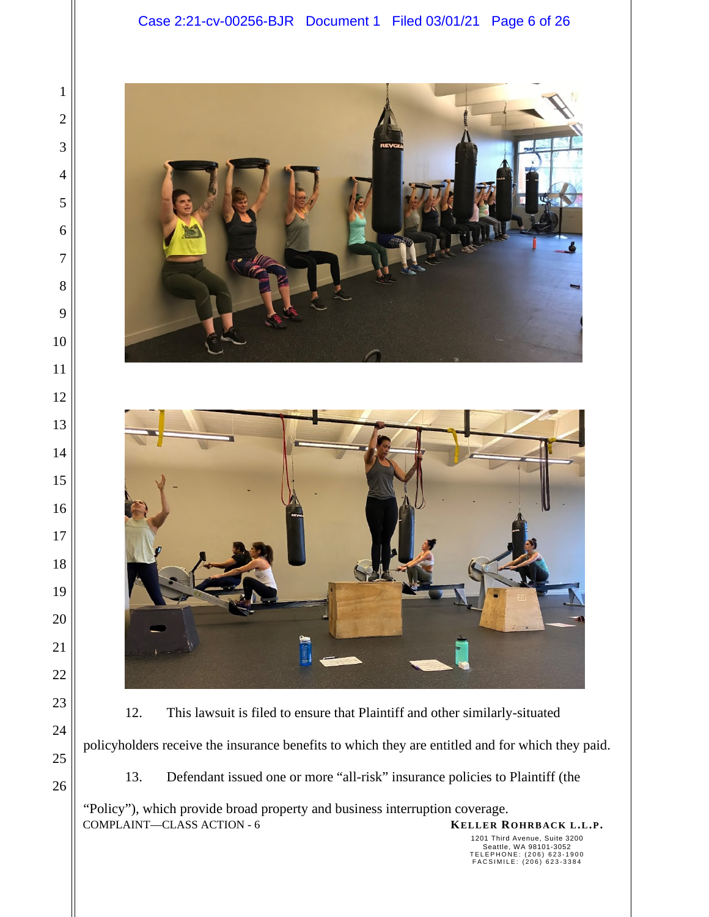12. This lawsuit is filed to ensure that Plaintiff and other similarly-situated policyholders receive the insurance benefits to which they are entitled and for which they paid.

13. Defendant issued one or more "all-risk" insurance policies to Plaintiff (the "Policy"), which provide broad property and business interruption coverage.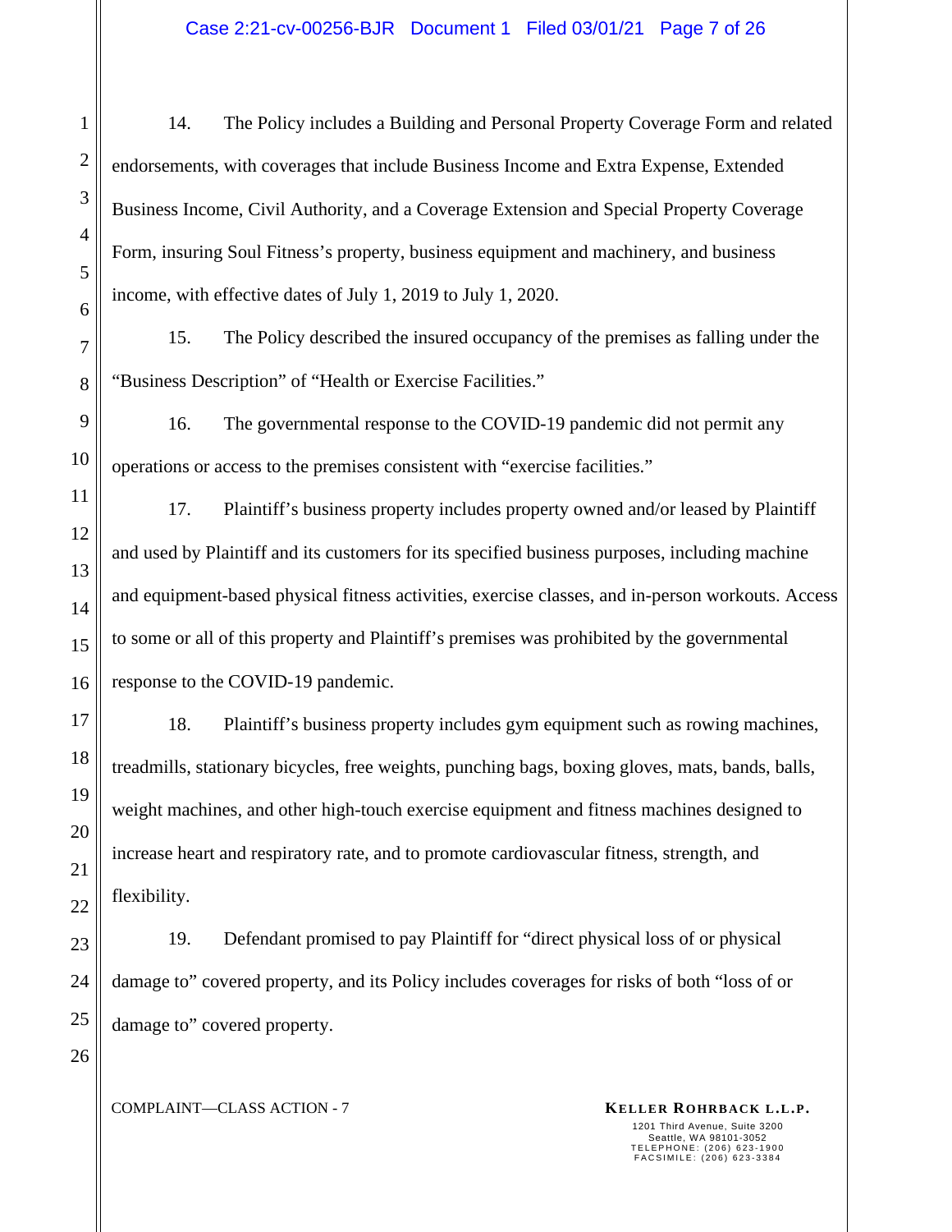14. The Policy includes a Building and Personal Property Coverage Form and related endorsements, with coverages that include Business Income and Extra Expense, Extended Business Income, Civil Authority, and a Coverage Extension and Special Property Coverage Form, insuring Soul Fitness's property, business equipment and machinery, and business income, with effective dates of July 1, 2019 to July 1, 2020.

15. The Policy described the insured occupancy of the premises as falling under the "Business Description" of "Health or Exercise Facilities."

16. The governmental response to the COVID-19 pandemic did not permit any operations or access to the premises consistent with "exercise facilities."

17. Plaintiff's business property includes property owned and/or leased by Plaintiff and used by Plaintiff and its customers for its specified business purposes, including machine and equipment-based physical fitness activities, exercise classes, and in-person workouts. Access to some or all of this property and Plaintiff's premises was prohibited by the governmental response to the COVID-19 pandemic.

18. Plaintiff's business property includes gym equipment such as rowing machines, treadmills, stationary bicycles, free weights, punching bags, boxing gloves, mats, bands, balls, weight machines, and other high-touch exercise equipment and fitness machines designed to increase heart and respiratory rate, and to promote cardiovascular fitness, strength, and flexibility.

19. Defendant promised to pay Plaintiff for "direct physical loss of or physical damage to" covered property, and its Policy includes coverages for risks of both "loss of or damage to" covered property.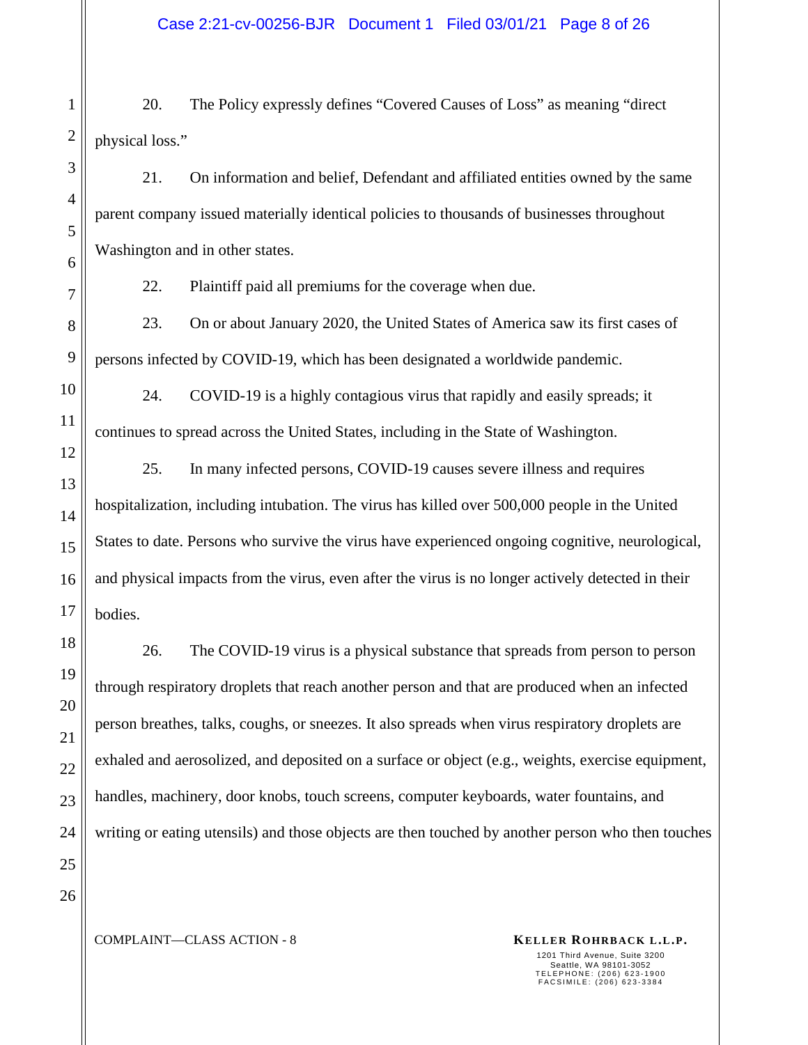20. The Policy expressly defines "Covered Causes of Loss" as meaning "direct physical loss."

21. On information and belief, Defendant and affiliated entities owned by the same parent company issued materially identical policies to thousands of businesses throughout Washington and in other states.

22. Plaintiff paid all premiums for the coverage when due.

23. On or about January 2020, the United States of America saw its first cases of persons infected by COVID-19, which has been designated a worldwide pandemic.

24. COVID-19 is a highly contagious virus that rapidly and easily spreads; it continues to spread across the United States, including in the State of Washington.

25. In many infected persons, COVID-19 causes severe illness and requires hospitalization, including intubation. The virus has killed over 500,000 people in the United States to date. Persons who survive the virus have experienced ongoing cognitive, neurological, and physical impacts from the virus, even after the virus is no longer actively detected in their bodies.

26. The COVID-19 virus is a physical substance that spreads from person to person through respiratory droplets that reach another person and that are produced when an infected person breathes, talks, coughs, or sneezes. It also spreads when virus respiratory droplets are exhaled and aerosolized, and deposited on a surface or object (e.g., weights, exercise equipment, handles, machinery, door knobs, touch screens, computer keyboards, water fountains, and writing or eating utensils) and those objects are then touched by another person who then touches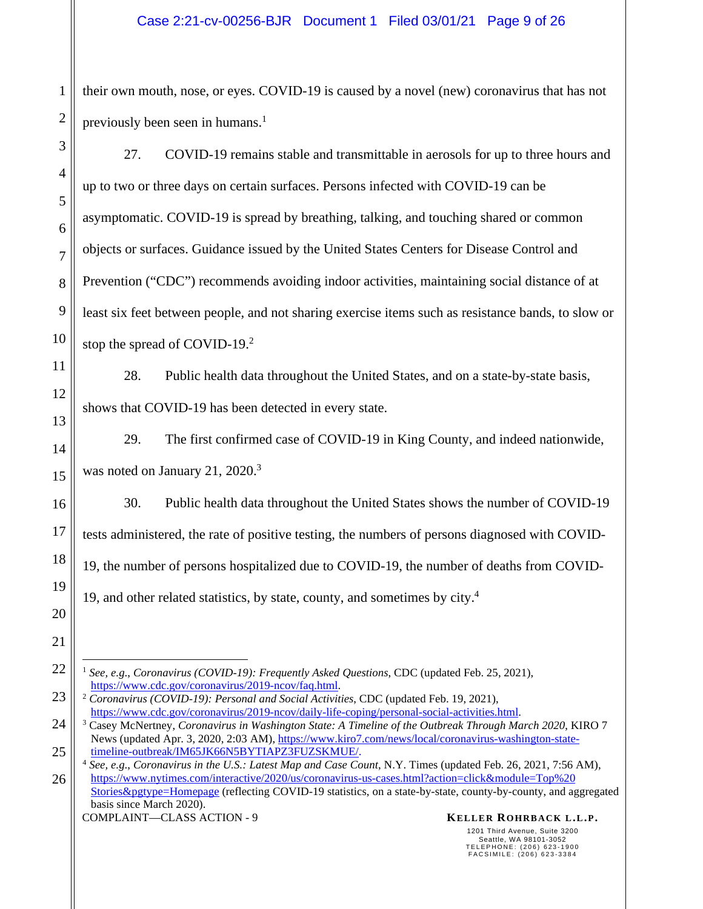their own mouth, nose, or eyes. COVID-19 is caused by a novel (new) coronavirus that has not previously been seen in humans.[1]

27. COVID-19 remains stable and transmittable in aerosols for up to three hours and up to two or three days on certain surfaces. Persons infected with COVID-19 can be asymptomatic. COVID-19 is spread by breathing, talking, and touching shared or common objects or surfaces. Guidance issued by the United States Centers for Disease Control and Prevention ("CDC") recommends avoiding indoor activities, maintaining social distance of at least six feet between people, and not sharing exercise items such as resistance bands, to slow or stop the spread of COVID-19.[2]

28. Public health data throughout the United States, and on a state-by-state basis, shows that COVID-19 has been detected in every state.

29. The first confirmed case of COVID-19 in King County, and indeed nationwide, was noted on January 21, 2020.[3]

30. Public health data throughout the United States shows the number of COVID-19 tests administered, the rate of positive testing, the numbers of persons diagnosed with COVID-19, the number of persons hospitalized due to COVID-19, the number of deaths from COVID-19, and other related statistics, by state, county, and sometimes by city.[4]

---

[1] *See, e.g.*, *Coronavirus (COVID-19): Frequently Asked Questions*, CDC (updated Feb. 25, 2021), https://www.cdc.gov/coronavirus/2019-ncov/faq.html.

[2] *Coronavirus (COVID-19): Personal and Social Activities*, CDC (updated Feb. 19, 2021), https://www.cdc.gov/coronavirus/2019-ncov/daily-life-coping/personal-social-activities.html.

[3] Casey McNertney, *Coronavirus in Washington State: A Timeline of the Outbreak Through March 2020*, KIRO 7 News (updated Apr. 3, 2020, 2:03 AM), https://www.kiro7.com/news/local/coronavirus-washington-state-timeline-outbreak/IM65JK66N5BYTIAPZ3FUZSKMUE/.

[4] *See, e.g.*, *Coronavirus in the U.S.: Latest Map and Case Count*, N.Y. Times (updated Feb. 26, 2021, 7:56 AM), https://www.nytimes.com/interactive/2020/us/coronavirus-us-cases.html?action=click&module=Top%20Stories&pgtype=Homepage (reflecting COVID-19 statistics, on a state-by-state, county-by-county, and aggregated basis since March 2020).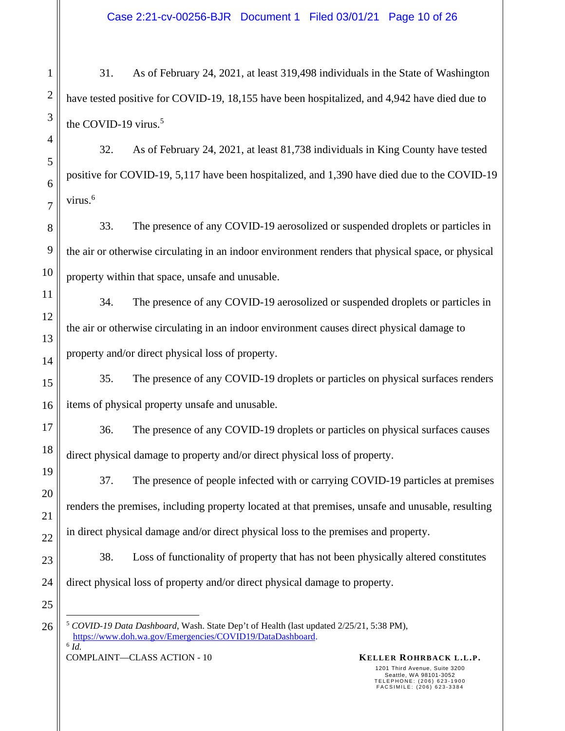31. As of February 24, 2021, at least 319,498 individuals in the State of Washington have tested positive for COVID-19, 18,155 have been hospitalized, and 4,942 have died due to the COVID-19 virus.[5]

32. As of February 24, 2021, at least 81,738 individuals in King County have tested positive for COVID-19, 5,117 have been hospitalized, and 1,390 have died due to the COVID-19 virus.[6]

33. The presence of any COVID-19 aerosolized or suspended droplets or particles in the air or otherwise circulating in an indoor environment renders that physical space, or physical property within that space, unsafe and unusable.

34. The presence of any COVID-19 aerosolized or suspended droplets or particles in the air or otherwise circulating in an indoor environment causes direct physical damage to property and/or direct physical loss of property.

35. The presence of any COVID-19 droplets or particles on physical surfaces renders items of physical property unsafe and unusable.

36. The presence of any COVID-19 droplets or particles on physical surfaces causes direct physical damage to property and/or direct physical loss of property.

37. The presence of people infected with or carrying COVID-19 particles at premises renders the premises, including property located at that premises, unsafe and unusable, resulting in direct physical damage and/or direct physical loss to the premises and property.

38. Loss of functionality of property that has not been physically altered constitutes direct physical loss of property and/or direct physical damage to property.

---

[5] *COVID-19 Data Dashboard*, Wash. State Dep't of Health (last updated 2/25/21, 5:38 PM), https://www.doh.wa.gov/Emergencies/COVID19/DataDashboard.

[6] *Id.*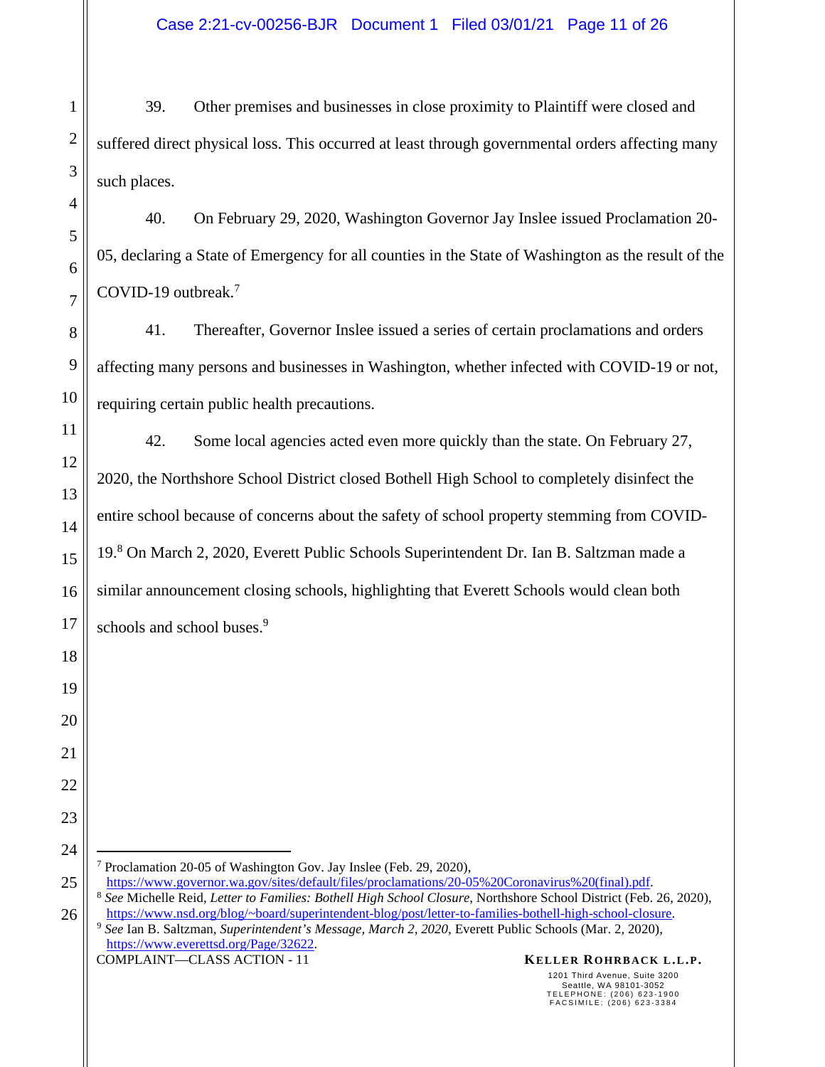39. Other premises and businesses in close proximity to Plaintiff were closed and suffered direct physical loss. This occurred at least through governmental orders affecting many such places.

40. On February 29, 2020, Washington Governor Jay Inslee issued Proclamation 20-05, declaring a State of Emergency for all counties in the State of Washington as the result of the COVID-19 outbreak.[7]

41. Thereafter, Governor Inslee issued a series of certain proclamations and orders affecting many persons and businesses in Washington, whether infected with COVID-19 or not, requiring certain public health precautions.

42. Some local agencies acted even more quickly than the state. On February 27, 2020, the Northshore School District closed Bothell High School to completely disinfect the entire school because of concerns about the safety of school property stemming from COVID-19.[8] On March 2, 2020, Everett Public Schools Superintendent Dr. Ian B. Saltzman made a similar announcement closing schools, highlighting that Everett Schools would clean both schools and school buses.[9]

---

[7] Proclamation 20-05 of Washington Gov. Jay Inslee (Feb. 29, 2020), https://www.governor.wa.gov/sites/default/files/proclamations/20-05%20Coronavirus%20(final).pdf.

[8] *See* Michelle Reid, *Letter to Families: Bothell High School Closure*, Northshore School District (Feb. 26, 2020), https://www.nsd.org/blog/~board/superintendent-blog/post/letter-to-families-bothell-high-school-closure.

[9] *See* Ian B. Saltzman, *Superintendent's Message, March 2, 2020*, Everett Public Schools (Mar. 2, 2020), https://www.everettsd.org/Page/32622.

COMPLAINT—CLASS ACTION - 11

**KELLER ROHRBACK L.L.P.**
1201 Third Avenue, Suite 3200
Seattle, WA 98101-3052
TELEPHONE: (206) 623-1900
FACSIMILE: (206) 623-3384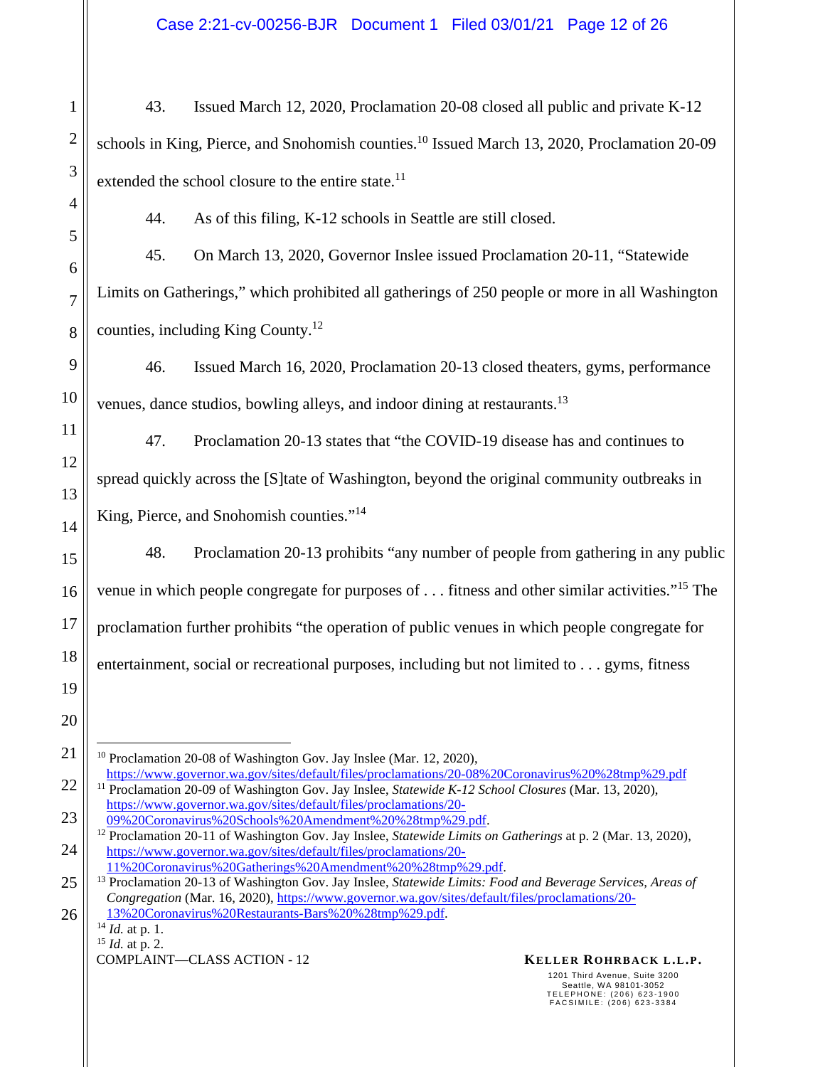43. Issued March 12, 2020, Proclamation 20-08 closed all public and private K-12 schools in King, Pierce, and Snohomish counties.[10] Issued March 13, 2020, Proclamation 20-09 extended the school closure to the entire state.[11]

44. As of this filing, K-12 schools in Seattle are still closed.

45. On March 13, 2020, Governor Inslee issued Proclamation 20-11, "Statewide Limits on Gatherings," which prohibited all gatherings of 250 people or more in all Washington counties, including King County.[12]

46. Issued March 16, 2020, Proclamation 20-13 closed theaters, gyms, performance venues, dance studios, bowling alleys, and indoor dining at restaurants.[13]

47. Proclamation 20-13 states that "the COVID-19 disease has and continues to spread quickly across the [S]tate of Washington, beyond the original community outbreaks in King, Pierce, and Snohomish counties."[14]

48. Proclamation 20-13 prohibits "any number of people from gathering in any public venue in which people congregate for purposes of . . . fitness and other similar activities."[15] The proclamation further prohibits "the operation of public venues in which people congregate for entertainment, social or recreational purposes, including but not limited to . . . gyms, fitness

---

[10] Proclamation 20-08 of Washington Gov. Jay Inslee (Mar. 12, 2020), https://www.governor.wa.gov/sites/default/files/proclamations/20-08%20Coronavirus%20%28tmp%29.pdf

[11] Proclamation 20-09 of Washington Gov. Jay Inslee, *Statewide K-12 School Closures* (Mar. 13, 2020), https://www.governor.wa.gov/sites/default/files/proclamations/20-09%20Coronavirus%20Schools%20Amendment%20%28tmp%29.pdf.

[12] Proclamation 20-11 of Washington Gov. Jay Inslee, *Statewide Limits on Gatherings* at p. 2 (Mar. 13, 2020), https://www.governor.wa.gov/sites/default/files/proclamations/20-11%20Coronavirus%20Gatherings%20Amendment%20%28tmp%29.pdf.

[13] Proclamation 20-13 of Washington Gov. Jay Inslee, *Statewide Limits: Food and Beverage Services, Areas of Congregation* (Mar. 16, 2020), https://www.governor.wa.gov/sites/default/files/proclamations/20-13%20Coronavirus%20Restaurants-Bars%20%28tmp%29.pdf.

[14] *Id.* at p. 1.

[15] *Id.* at p. 2.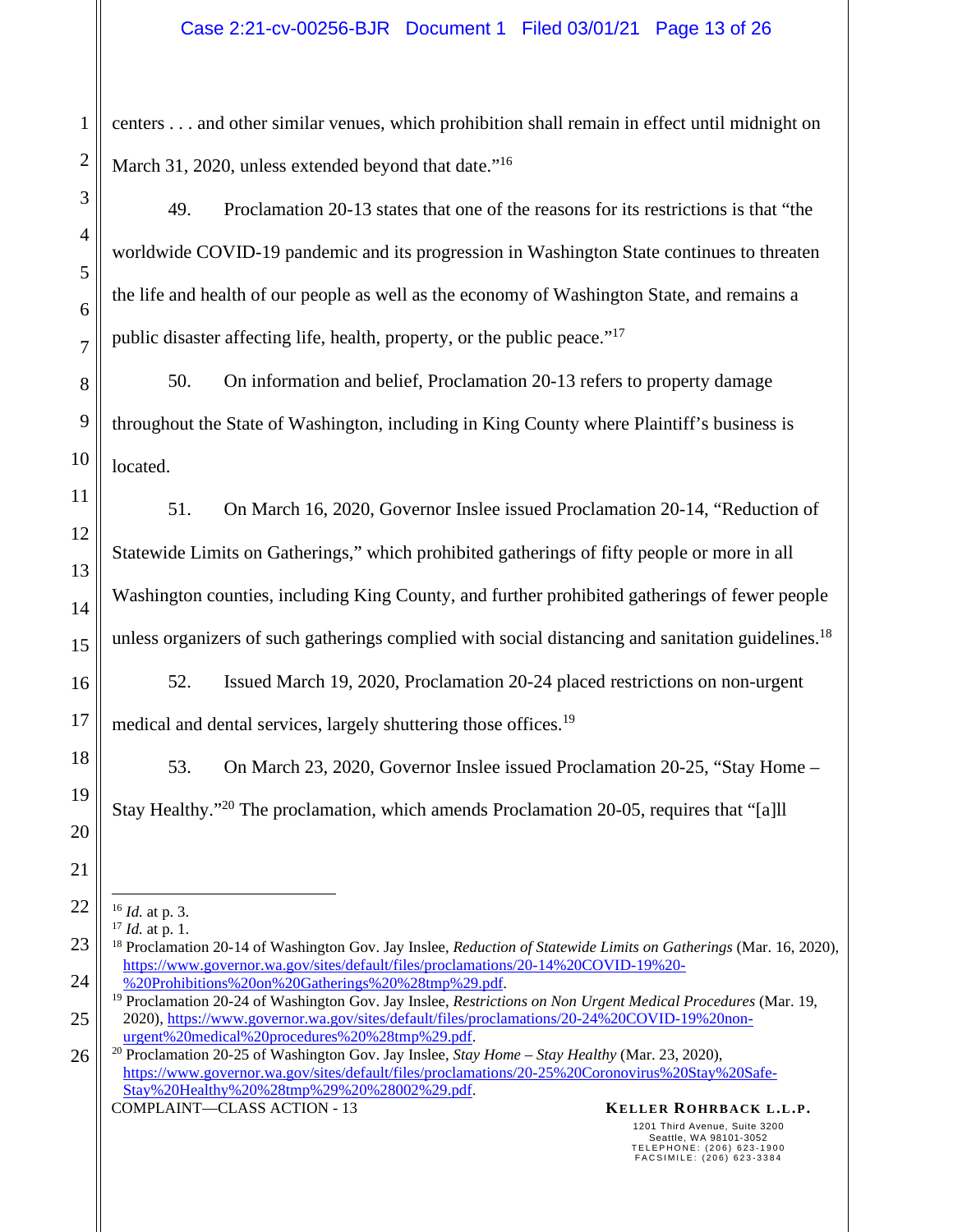centers . . . and other similar venues, which prohibition shall remain in effect until midnight on March 31, 2020, unless extended beyond that date."[16]

49. Proclamation 20-13 states that one of the reasons for its restrictions is that "the worldwide COVID-19 pandemic and its progression in Washington State continues to threaten the life and health of our people as well as the economy of Washington State, and remains a public disaster affecting life, health, property, or the public peace."[17]

50. On information and belief, Proclamation 20-13 refers to property damage throughout the State of Washington, including in King County where Plaintiff's business is located.

51. On March 16, 2020, Governor Inslee issued Proclamation 20-14, "Reduction of Statewide Limits on Gatherings," which prohibited gatherings of fifty people or more in all Washington counties, including King County, and further prohibited gatherings of fewer people unless organizers of such gatherings complied with social distancing and sanitation guidelines.[18]

52. Issued March 19, 2020, Proclamation 20-24 placed restrictions on non-urgent medical and dental services, largely shuttering those offices.[19]

53. On March 23, 2020, Governor Inslee issued Proclamation 20-25, "Stay Home – Stay Healthy."[20] The proclamation, which amends Proclamation 20-05, requires that "[a]ll

---

[16] *Id.* at p. 3.

[17] *Id.* at p. 1.

[18] Proclamation 20-14 of Washington Gov. Jay Inslee, *Reduction of Statewide Limits on Gatherings* (Mar. 16, 2020), https://www.governor.wa.gov/sites/default/files/proclamations/20-14%20COVID-19%20-%20Prohibitions%20on%20Gatherings%20%28tmp%29.pdf.

[19] Proclamation 20-24 of Washington Gov. Jay Inslee, *Restrictions on Non Urgent Medical Procedures* (Mar. 19, 2020), https://www.governor.wa.gov/sites/default/files/proclamations/20-24%20COVID-19%20non-urgent%20medical%20procedures%20%28tmp%29.pdf.

[20] Proclamation 20-25 of Washington Gov. Jay Inslee, *Stay Home – Stay Healthy* (Mar. 23, 2020), https://www.governor.wa.gov/sites/default/files/proclamations/20-25%20Coronovirus%20Stay%20Safe-Stay%20Healthy%20%28tmp%29%20%28002%29.pdf.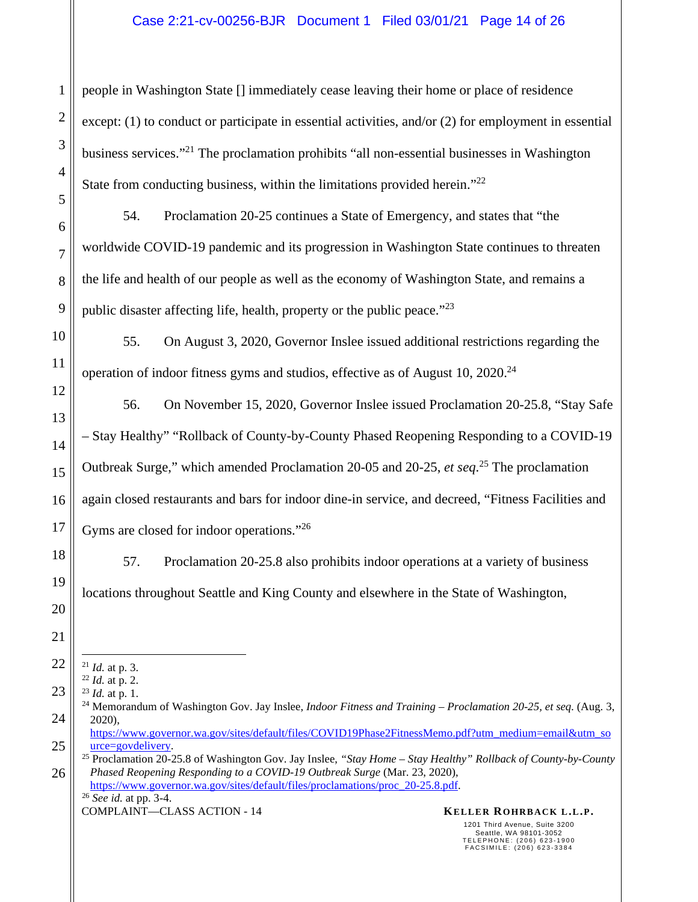people in Washington State [] immediately cease leaving their home or place of residence except: (1) to conduct or participate in essential activities, and/or (2) for employment in essential business services."[21] The proclamation prohibits "all non-essential businesses in Washington State from conducting business, within the limitations provided herein."[22]

54. Proclamation 20-25 continues a State of Emergency, and states that "the worldwide COVID-19 pandemic and its progression in Washington State continues to threaten the life and health of our people as well as the economy of Washington State, and remains a public disaster affecting life, health, property or the public peace."[23]

55. On August 3, 2020, Governor Inslee issued additional restrictions regarding the operation of indoor fitness gyms and studios, effective as of August 10, 2020.[24]

56. On November 15, 2020, Governor Inslee issued Proclamation 20-25.8, "Stay Safe – Stay Healthy" "Rollback of County-by-County Phased Reopening Responding to a COVID-19 Outbreak Surge," which amended Proclamation 20-05 and 20-25, *et seq*.[25] The proclamation again closed restaurants and bars for indoor dine-in service, and decreed, "Fitness Facilities and Gyms are closed for indoor operations."[26]

57. Proclamation 20-25.8 also prohibits indoor operations at a variety of business locations throughout Seattle and King County and elsewhere in the State of Washington,

---

[21] *Id.* at p. 3.

[22] *Id.* at p. 2.

[23] *Id.* at p. 1.

[24] Memorandum of Washington Gov. Jay Inslee, *Indoor Fitness and Training – Proclamation 20-25, et seq.* (Aug. 3, 2020), https://www.governor.wa.gov/sites/default/files/COVID19Phase2FitnessMemo.pdf?utm_medium=email&utm_source=govdelivery.

[25] Proclamation 20-25.8 of Washington Gov. Jay Inslee, *"Stay Home – Stay Healthy" Rollback of County-by-County Phased Reopening Responding to a COVID-19 Outbreak Surge* (Mar. 23, 2020), https://www.governor.wa.gov/sites/default/files/proclamations/proc_20-25.8.pdf.

[26] *See id.* at pp. 3-4.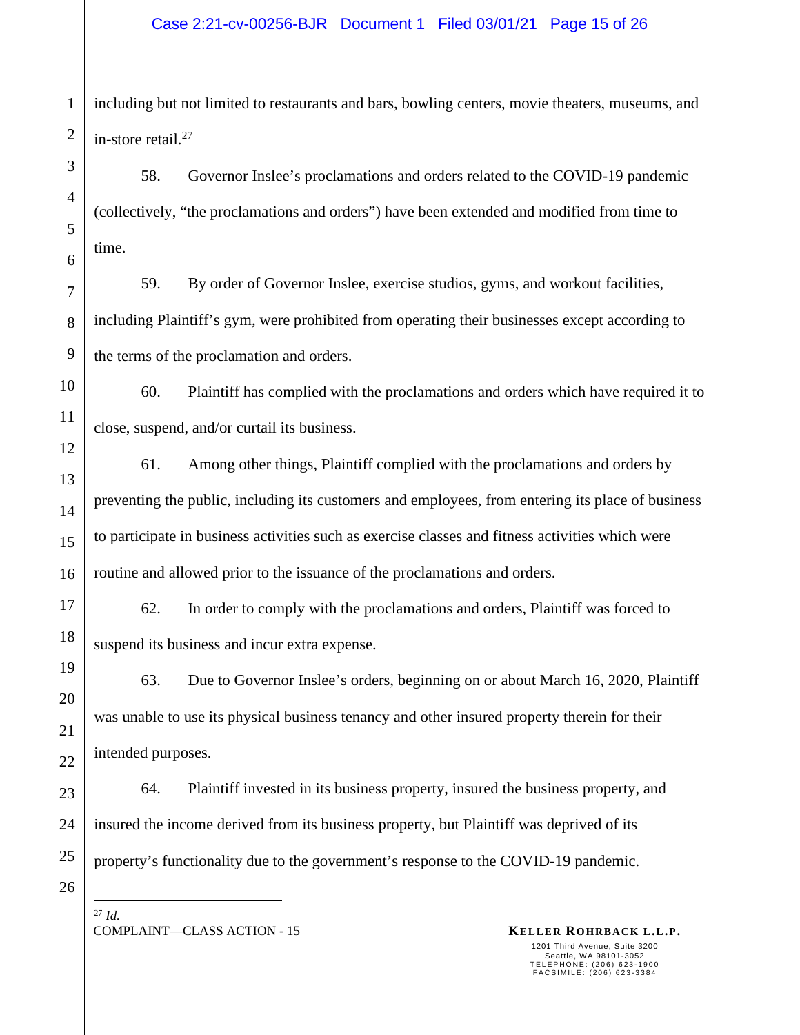including but not limited to restaurants and bars, bowling centers, movie theaters, museums, and in-store retail.[27]

58. Governor Inslee's proclamations and orders related to the COVID-19 pandemic (collectively, "the proclamations and orders") have been extended and modified from time to time.

59. By order of Governor Inslee, exercise studios, gyms, and workout facilities, including Plaintiff's gym, were prohibited from operating their businesses except according to the terms of the proclamation and orders.

60. Plaintiff has complied with the proclamations and orders which have required it to close, suspend, and/or curtail its business.

61. Among other things, Plaintiff complied with the proclamations and orders by preventing the public, including its customers and employees, from entering its place of business to participate in business activities such as exercise classes and fitness activities which were routine and allowed prior to the issuance of the proclamations and orders.

62. In order to comply with the proclamations and orders, Plaintiff was forced to suspend its business and incur extra expense.

63. Due to Governor Inslee's orders, beginning on or about March 16, 2020, Plaintiff was unable to use its physical business tenancy and other insured property therein for their intended purposes.

64. Plaintiff invested in its business property, insured the business property, and insured the income derived from its business property, but Plaintiff was deprived of its property's functionality due to the government's response to the COVID-19 pandemic.

---

[27] *Id.*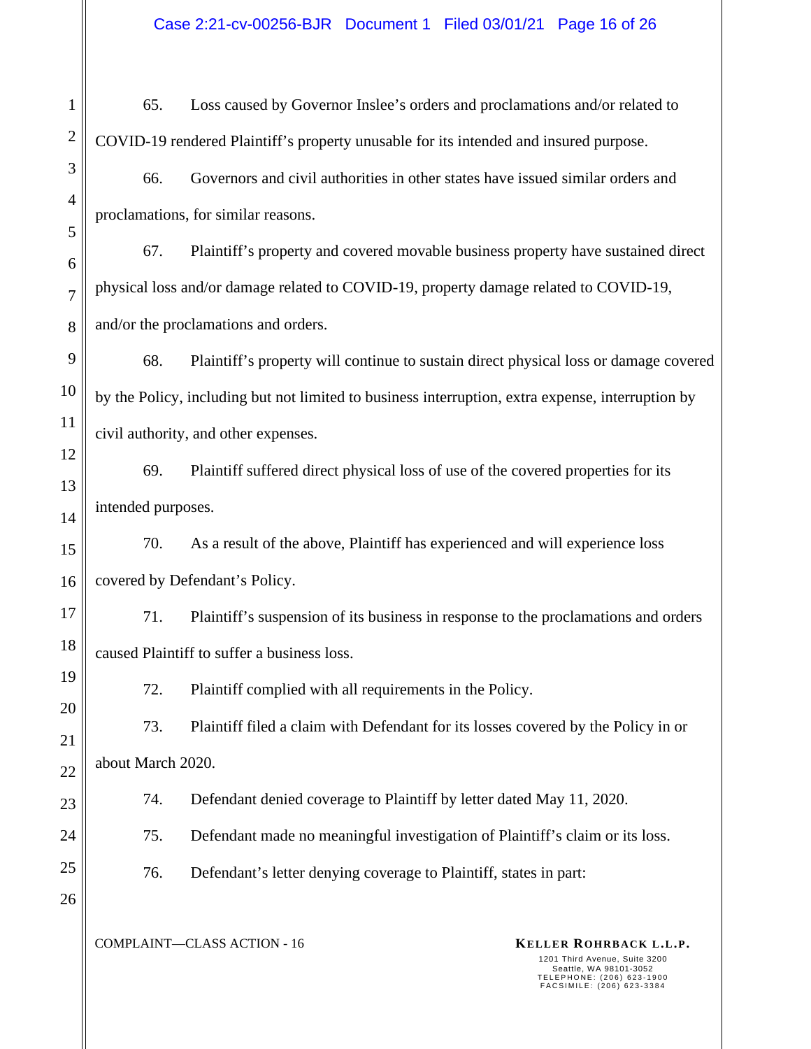65. Loss caused by Governor Inslee's orders and proclamations and/or related to COVID-19 rendered Plaintiff's property unusable for its intended and insured purpose.

66. Governors and civil authorities in other states have issued similar orders and proclamations, for similar reasons.

67. Plaintiff's property and covered movable business property have sustained direct physical loss and/or damage related to COVID-19, property damage related to COVID-19, and/or the proclamations and orders.

68. Plaintiff's property will continue to sustain direct physical loss or damage covered by the Policy, including but not limited to business interruption, extra expense, interruption by civil authority, and other expenses.

69. Plaintiff suffered direct physical loss of use of the covered properties for its intended purposes.

70. As a result of the above, Plaintiff has experienced and will experience loss covered by Defendant's Policy.

71. Plaintiff's suspension of its business in response to the proclamations and orders caused Plaintiff to suffer a business loss.

72. Plaintiff complied with all requirements in the Policy.

73. Plaintiff filed a claim with Defendant for its losses covered by the Policy in or about March 2020.

74. Defendant denied coverage to Plaintiff by letter dated May 11, 2020.

75. Defendant made no meaningful investigation of Plaintiff's claim or its loss.

76. Defendant's letter denying coverage to Plaintiff, states in part: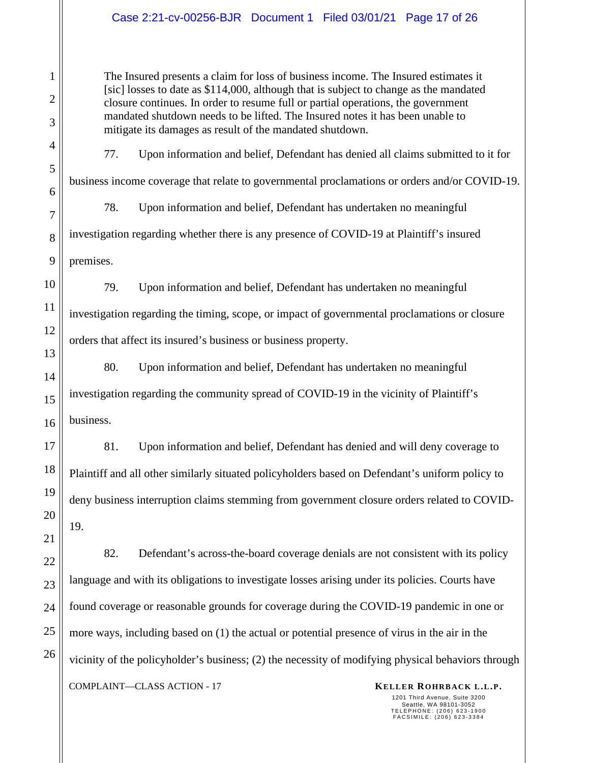> The Insured presents a claim for loss of business income. The Insured estimates it [sic] losses to date as $114,000, although that is subject to change as the mandated closure continues. In order to resume full or partial operations, the government mandated shutdown needs to be lifted. The Insured notes it has been unable to mitigate its damages as result of the mandated shutdown.

77. Upon information and belief, Defendant has denied all claims submitted to it for business income coverage that relate to governmental proclamations or orders and/or COVID-19.

78. Upon information and belief, Defendant has undertaken no meaningful investigation regarding whether there is any presence of COVID-19 at Plaintiff's insured premises.

79. Upon information and belief, Defendant has undertaken no meaningful investigation regarding the timing, scope, or impact of governmental proclamations or closure orders that affect its insured's business or business property.

80. Upon information and belief, Defendant has undertaken no meaningful investigation regarding the community spread of COVID-19 in the vicinity of Plaintiff's business.

81. Upon information and belief, Defendant has denied and will deny coverage to Plaintiff and all other similarly situated policyholders based on Defendant's uniform policy to deny business interruption claims stemming from government closure orders related to COVID-19.

82. Defendant's across-the-board coverage denials are not consistent with its policy language and with its obligations to investigate losses arising under its policies. Courts have found coverage or reasonable grounds for coverage during the COVID-19 pandemic in one or more ways, including based on (1) the actual or potential presence of virus in the air in the vicinity of the policyholder's business; (2) the necessity of modifying physical behaviors through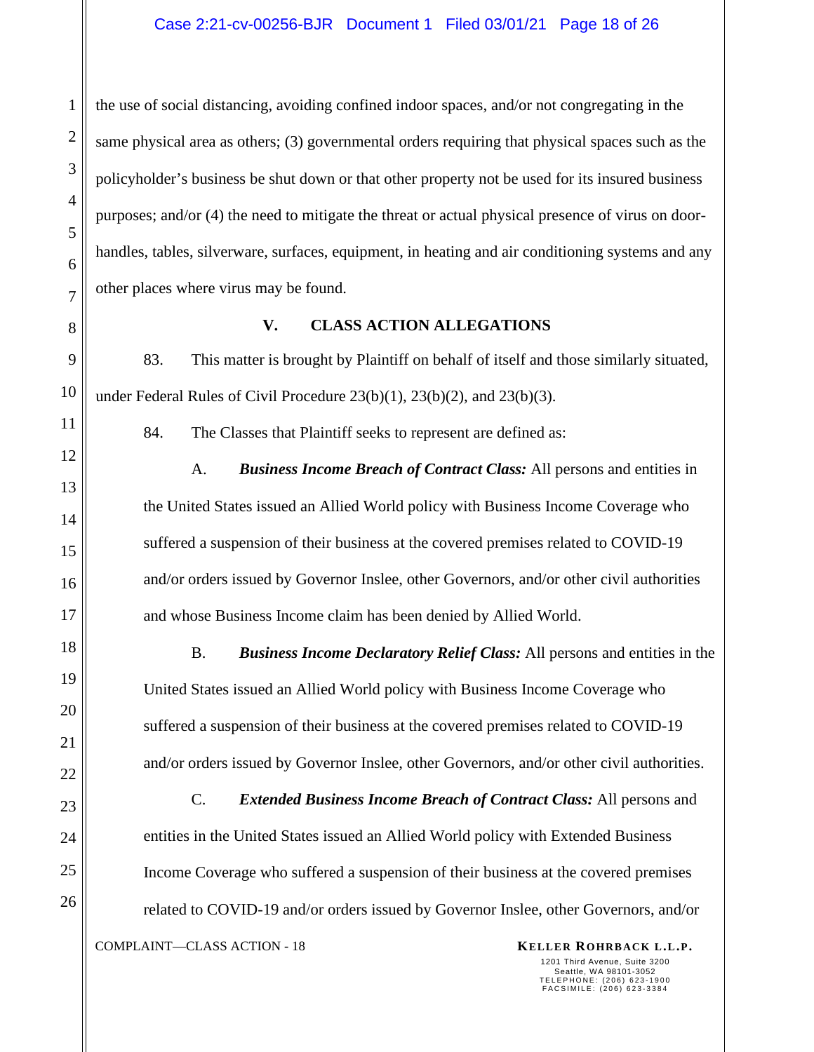the use of social distancing, avoiding confined indoor spaces, and/or not congregating in the same physical area as others; (3) governmental orders requiring that physical spaces such as the policyholder's business be shut down or that other property not be used for its insured business purposes; and/or (4) the need to mitigate the threat or actual physical presence of virus on door-handles, tables, silverware, surfaces, equipment, in heating and air conditioning systems and any other places where virus may be found.

## V. CLASS ACTION ALLEGATIONS

83. This matter is brought by Plaintiff on behalf of itself and those similarly situated, under Federal Rules of Civil Procedure 23(b)(1), 23(b)(2), and 23(b)(3).

84. The Classes that Plaintiff seeks to represent are defined as:

A. ***Business Income Breach of Contract Class:*** All persons and entities in the United States issued an Allied World policy with Business Income Coverage who suffered a suspension of their business at the covered premises related to COVID-19 and/or orders issued by Governor Inslee, other Governors, and/or other civil authorities and whose Business Income claim has been denied by Allied World.

B. ***Business Income Declaratory Relief Class:*** All persons and entities in the United States issued an Allied World policy with Business Income Coverage who suffered a suspension of their business at the covered premises related to COVID-19 and/or orders issued by Governor Inslee, other Governors, and/or other civil authorities.

C. ***Extended Business Income Breach of Contract Class:*** All persons and entities in the United States issued an Allied World policy with Extended Business Income Coverage who suffered a suspension of their business at the covered premises related to COVID-19 and/or orders issued by Governor Inslee, other Governors, and/or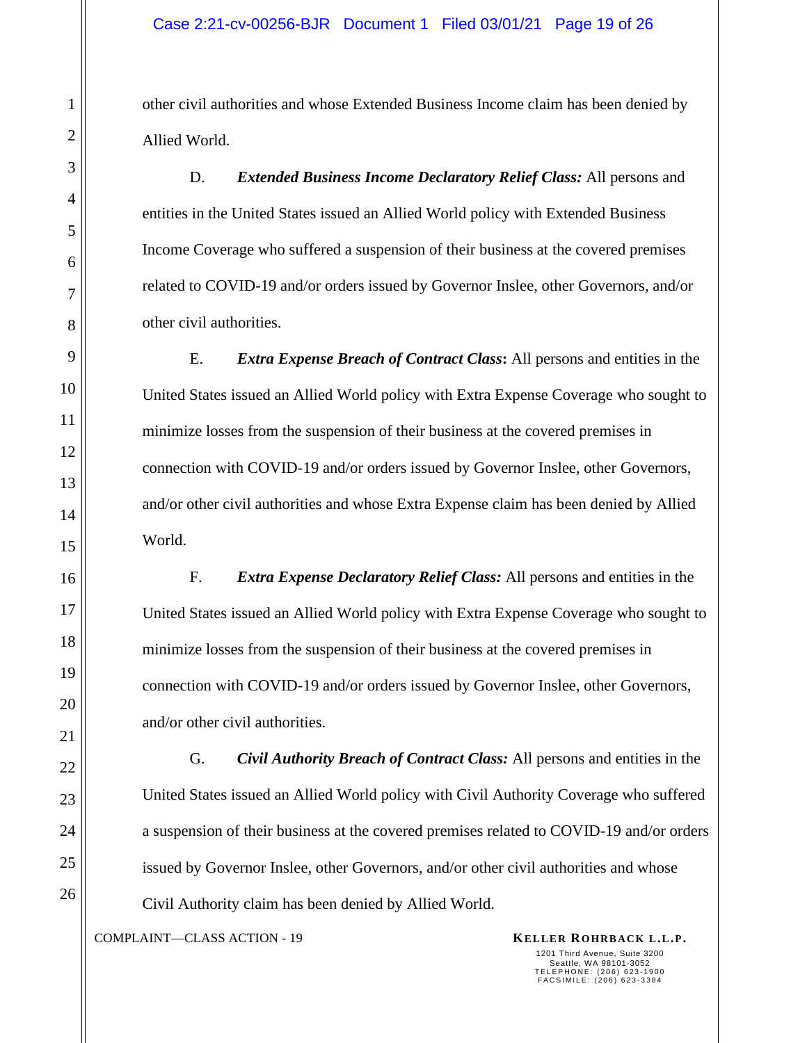other civil authorities and whose Extended Business Income claim has been denied by Allied World.

D. ***Extended Business Income Declaratory Relief Class:*** All persons and entities in the United States issued an Allied World policy with Extended Business Income Coverage who suffered a suspension of their business at the covered premises related to COVID-19 and/or orders issued by Governor Inslee, other Governors, and/or other civil authorities.

E. ***Extra Expense Breach of Contract Class*****:** All persons and entities in the United States issued an Allied World policy with Extra Expense Coverage who sought to minimize losses from the suspension of their business at the covered premises in connection with COVID-19 and/or orders issued by Governor Inslee, other Governors, and/or other civil authorities and whose Extra Expense claim has been denied by Allied World.

F. ***Extra Expense Declaratory Relief Class:*** All persons and entities in the United States issued an Allied World policy with Extra Expense Coverage who sought to minimize losses from the suspension of their business at the covered premises in connection with COVID-19 and/or orders issued by Governor Inslee, other Governors, and/or other civil authorities.

G. ***Civil Authority Breach of Contract Class:*** All persons and entities in the United States issued an Allied World policy with Civil Authority Coverage who suffered a suspension of their business at the covered premises related to COVID-19 and/or orders issued by Governor Inslee, other Governors, and/or other civil authorities and whose Civil Authority claim has been denied by Allied World.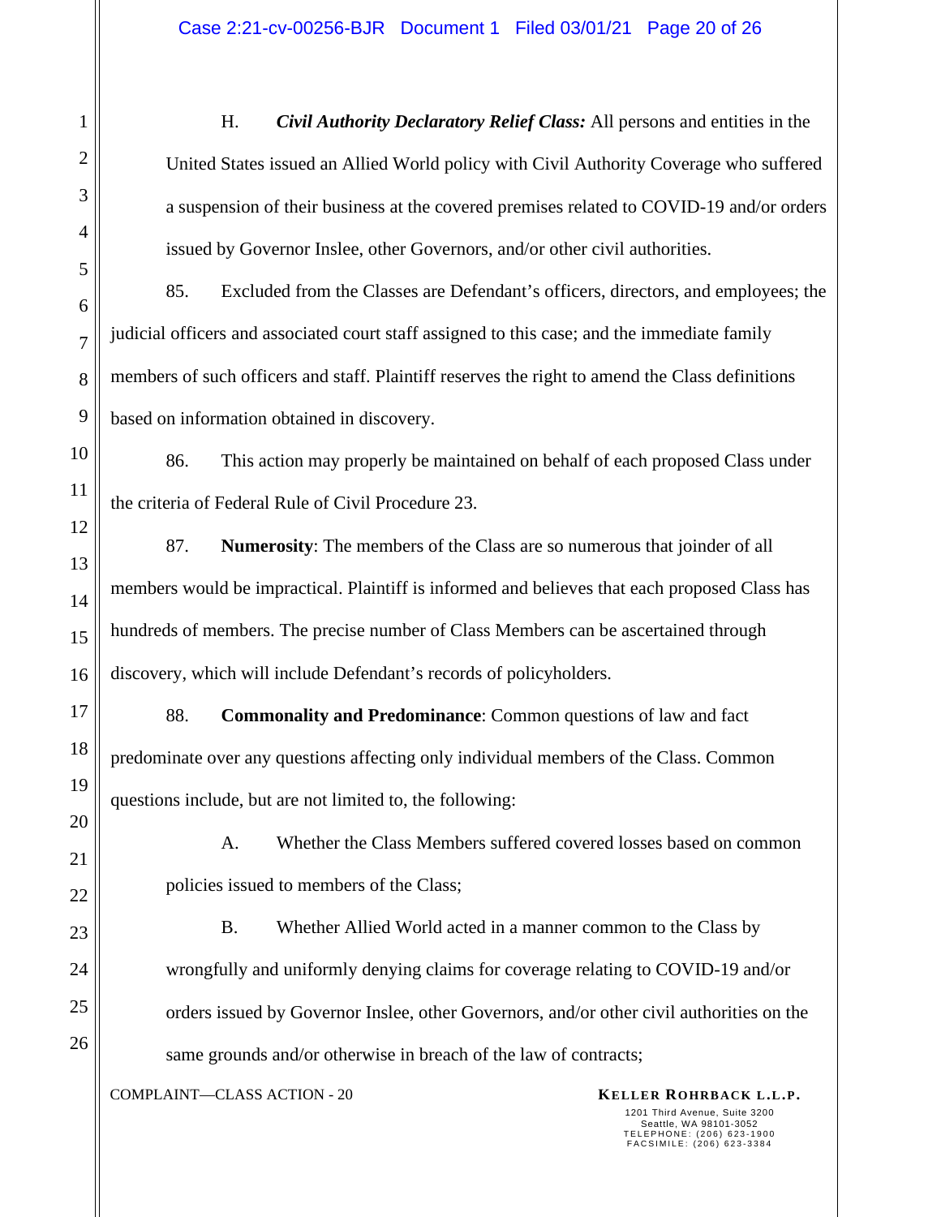H. ***Civil Authority Declaratory Relief Class:*** All persons and entities in the United States issued an Allied World policy with Civil Authority Coverage who suffered a suspension of their business at the covered premises related to COVID-19 and/or orders issued by Governor Inslee, other Governors, and/or other civil authorities.

85. Excluded from the Classes are Defendant's officers, directors, and employees; the judicial officers and associated court staff assigned to this case; and the immediate family members of such officers and staff. Plaintiff reserves the right to amend the Class definitions based on information obtained in discovery.

86. This action may properly be maintained on behalf of each proposed Class under the criteria of Federal Rule of Civil Procedure 23.

87. **Numerosity**: The members of the Class are so numerous that joinder of all members would be impractical. Plaintiff is informed and believes that each proposed Class has hundreds of members. The precise number of Class Members can be ascertained through discovery, which will include Defendant's records of policyholders.

88. **Commonality and Predominance**: Common questions of law and fact predominate over any questions affecting only individual members of the Class. Common questions include, but are not limited to, the following:

A. Whether the Class Members suffered covered losses based on common policies issued to members of the Class;

B. Whether Allied World acted in a manner common to the Class by wrongfully and uniformly denying claims for coverage relating to COVID-19 and/or orders issued by Governor Inslee, other Governors, and/or other civil authorities on the same grounds and/or otherwise in breach of the law of contracts;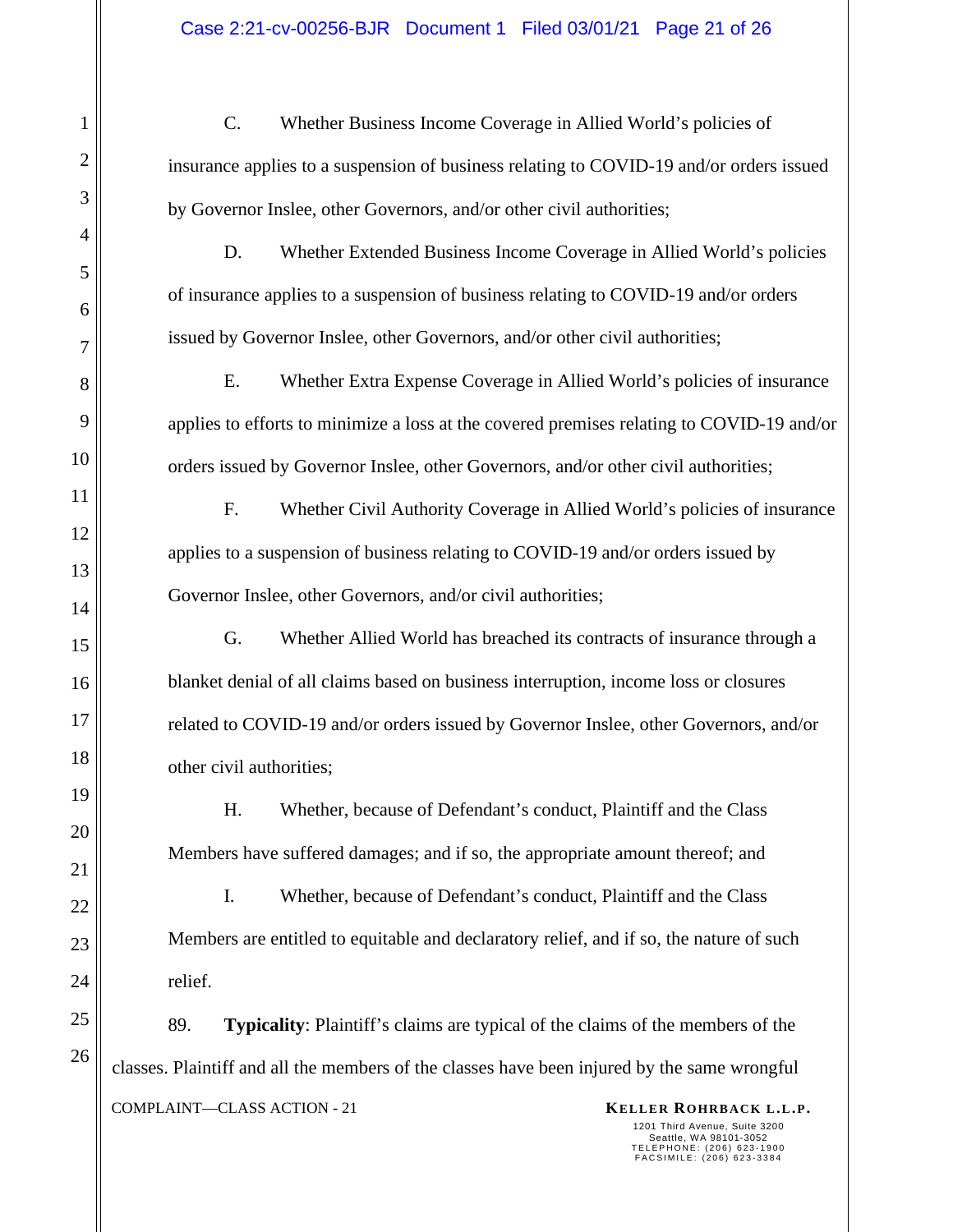C. Whether Business Income Coverage in Allied World's policies of insurance applies to a suspension of business relating to COVID-19 and/or orders issued by Governor Inslee, other Governors, and/or other civil authorities;

D. Whether Extended Business Income Coverage in Allied World's policies of insurance applies to a suspension of business relating to COVID-19 and/or orders issued by Governor Inslee, other Governors, and/or other civil authorities;

E. Whether Extra Expense Coverage in Allied World's policies of insurance applies to efforts to minimize a loss at the covered premises relating to COVID-19 and/or orders issued by Governor Inslee, other Governors, and/or other civil authorities;

F. Whether Civil Authority Coverage in Allied World's policies of insurance applies to a suspension of business relating to COVID-19 and/or orders issued by Governor Inslee, other Governors, and/or civil authorities;

G. Whether Allied World has breached its contracts of insurance through a blanket denial of all claims based on business interruption, income loss or closures related to COVID-19 and/or orders issued by Governor Inslee, other Governors, and/or other civil authorities;

H. Whether, because of Defendant's conduct, Plaintiff and the Class Members have suffered damages; and if so, the appropriate amount thereof; and

I. Whether, because of Defendant's conduct, Plaintiff and the Class Members are entitled to equitable and declaratory relief, and if so, the nature of such relief.

89. **Typicality**: Plaintiff's claims are typical of the claims of the members of the classes. Plaintiff and all the members of the classes have been injured by the same wrongful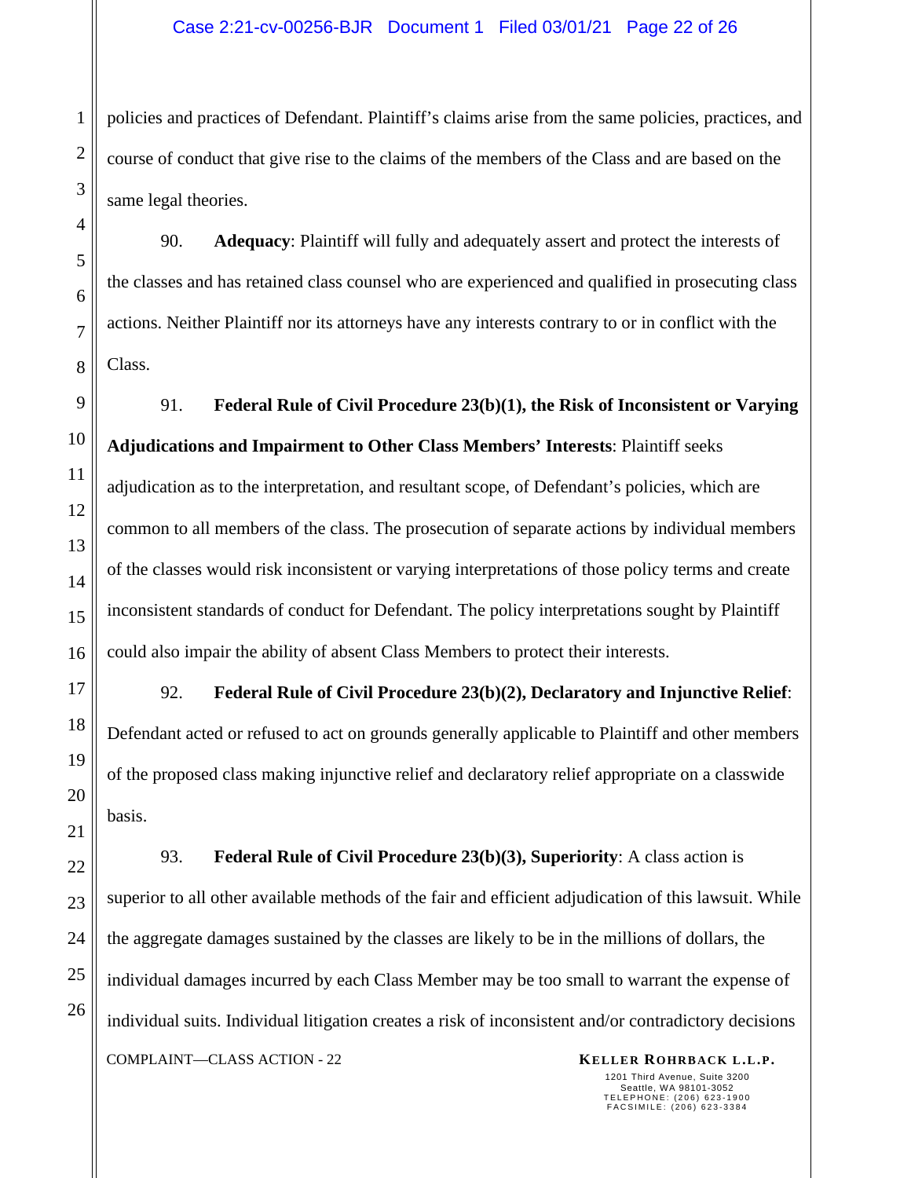policies and practices of Defendant. Plaintiff's claims arise from the same policies, practices, and course of conduct that give rise to the claims of the members of the Class and are based on the same legal theories.

90. **Adequacy**: Plaintiff will fully and adequately assert and protect the interests of the classes and has retained class counsel who are experienced and qualified in prosecuting class actions. Neither Plaintiff nor its attorneys have any interests contrary to or in conflict with the Class.

91. **Federal Rule of Civil Procedure 23(b)(1), the Risk of Inconsistent or Varying Adjudications and Impairment to Other Class Members' Interests**: Plaintiff seeks adjudication as to the interpretation, and resultant scope, of Defendant's policies, which are common to all members of the class. The prosecution of separate actions by individual members of the classes would risk inconsistent or varying interpretations of those policy terms and create inconsistent standards of conduct for Defendant. The policy interpretations sought by Plaintiff could also impair the ability of absent Class Members to protect their interests.

92. **Federal Rule of Civil Procedure 23(b)(2), Declaratory and Injunctive Relief**: Defendant acted or refused to act on grounds generally applicable to Plaintiff and other members of the proposed class making injunctive relief and declaratory relief appropriate on a classwide basis.

93. **Federal Rule of Civil Procedure 23(b)(3), Superiority**: A class action is superior to all other available methods of the fair and efficient adjudication of this lawsuit. While the aggregate damages sustained by the classes are likely to be in the millions of dollars, the individual damages incurred by each Class Member may be too small to warrant the expense of individual suits. Individual litigation creates a risk of inconsistent and/or contradictory decisions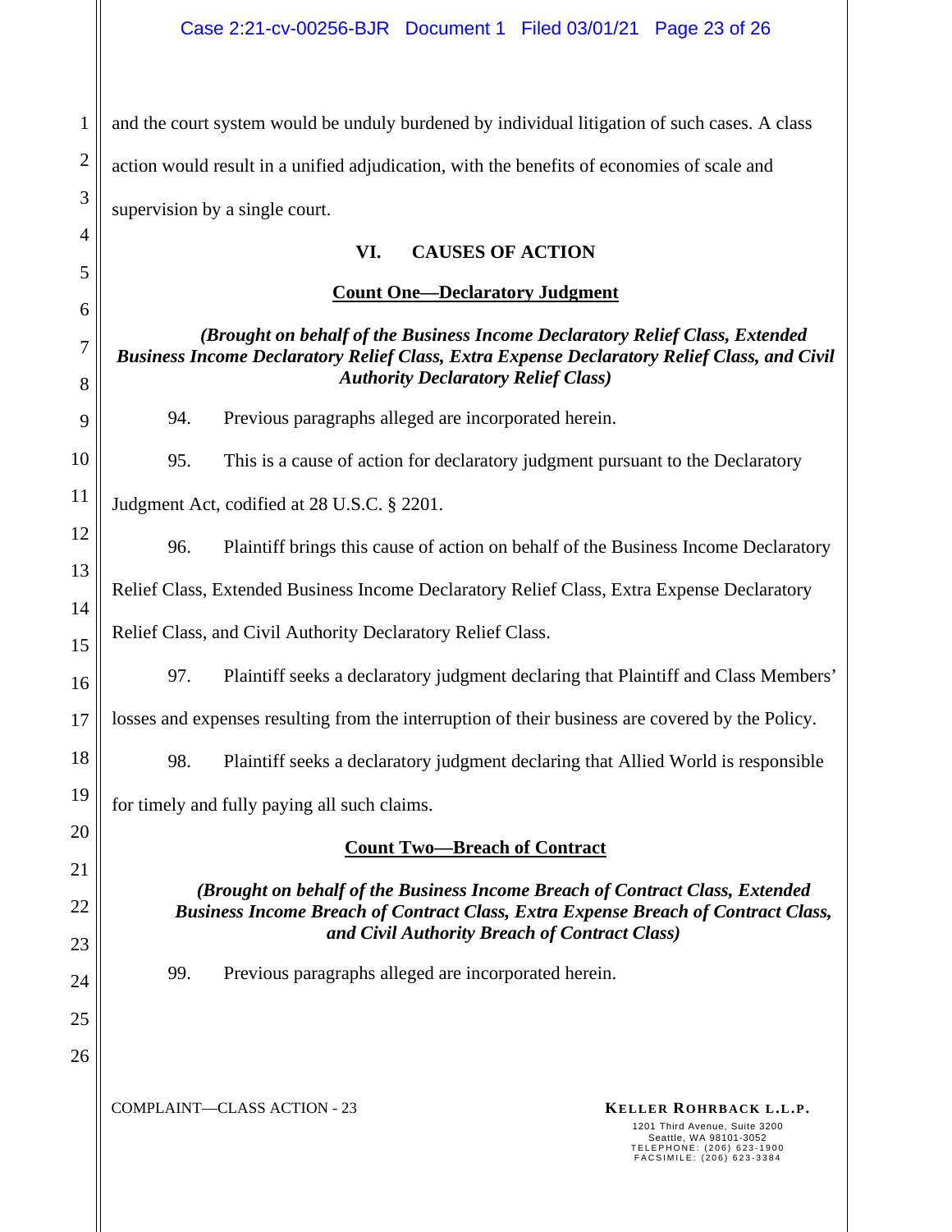and the court system would be unduly burdened by individual litigation of such cases. A class action would result in a unified adjudication, with the benefits of economies of scale and supervision by a single court.

## VI. CAUSES OF ACTION

### Count One—Declaratory Judgment

***(Brought on behalf of the Business Income Declaratory Relief Class, Extended Business Income Declaratory Relief Class, Extra Expense Declaratory Relief Class, and Civil Authority Declaratory Relief Class)***

94. Previous paragraphs alleged are incorporated herein.

95. This is a cause of action for declaratory judgment pursuant to the Declaratory Judgment Act, codified at 28 U.S.C. § 2201.

96. Plaintiff brings this cause of action on behalf of the Business Income Declaratory Relief Class, Extended Business Income Declaratory Relief Class, Extra Expense Declaratory Relief Class, and Civil Authority Declaratory Relief Class.

97. Plaintiff seeks a declaratory judgment declaring that Plaintiff and Class Members' losses and expenses resulting from the interruption of their business are covered by the Policy.

98. Plaintiff seeks a declaratory judgment declaring that Allied World is responsible for timely and fully paying all such claims.

### Count Two—Breach of Contract

***(Brought on behalf of the Business Income Breach of Contract Class, Extended Business Income Breach of Contract Class, Extra Expense Breach of Contract Class, and Civil Authority Breach of Contract Class)***

99. Previous paragraphs alleged are incorporated herein.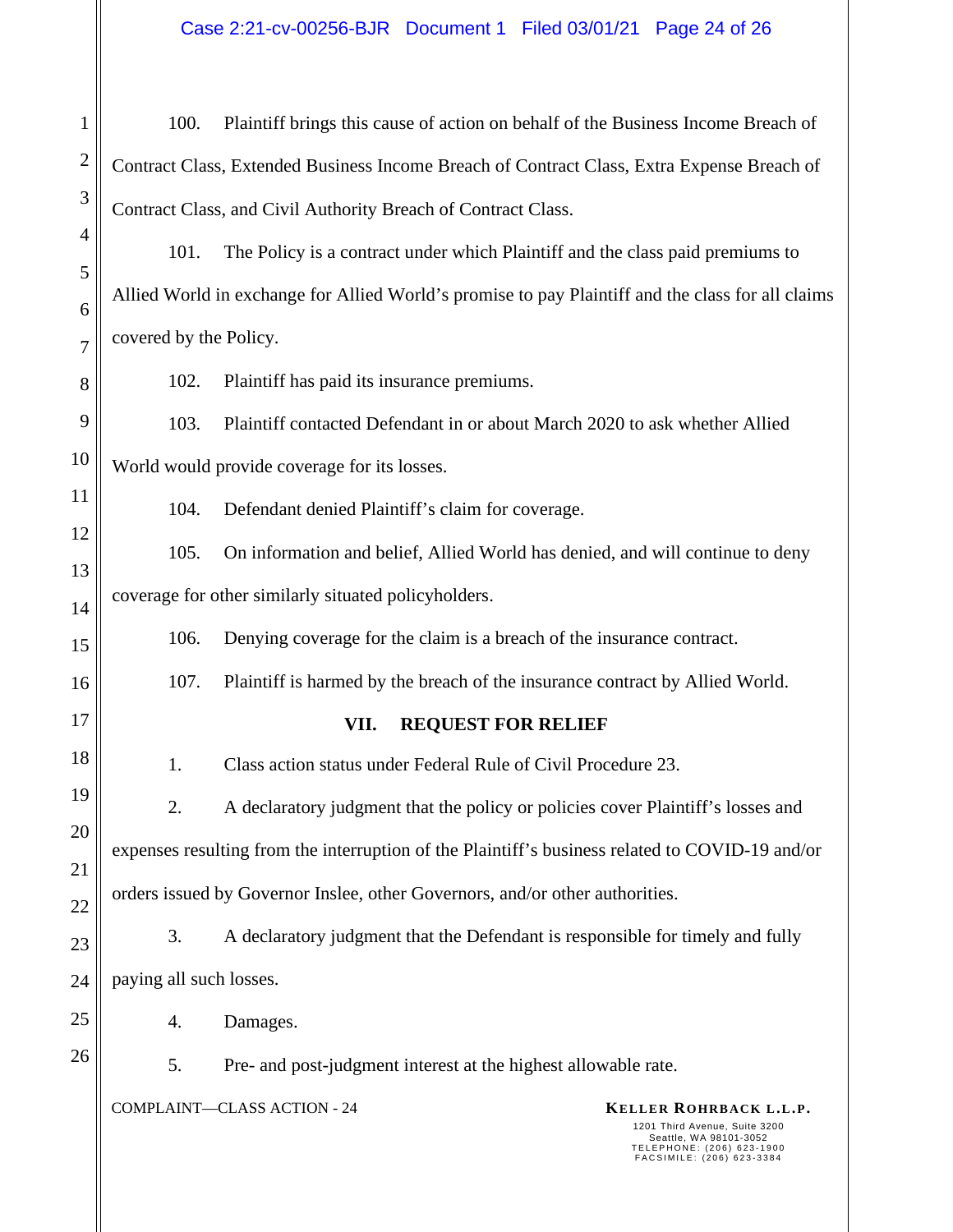100. Plaintiff brings this cause of action on behalf of the Business Income Breach of Contract Class, Extended Business Income Breach of Contract Class, Extra Expense Breach of Contract Class, and Civil Authority Breach of Contract Class.

101. The Policy is a contract under which Plaintiff and the class paid premiums to Allied World in exchange for Allied World's promise to pay Plaintiff and the class for all claims covered by the Policy.

102. Plaintiff has paid its insurance premiums.

103. Plaintiff contacted Defendant in or about March 2020 to ask whether Allied World would provide coverage for its losses.

104. Defendant denied Plaintiff's claim for coverage.

105. On information and belief, Allied World has denied, and will continue to deny coverage for other similarly situated policyholders.

106. Denying coverage for the claim is a breach of the insurance contract.

107. Plaintiff is harmed by the breach of the insurance contract by Allied World.

## VII. REQUEST FOR RELIEF

1. Class action status under Federal Rule of Civil Procedure 23.

2. A declaratory judgment that the policy or policies cover Plaintiff's losses and expenses resulting from the interruption of the Plaintiff's business related to COVID-19 and/or orders issued by Governor Inslee, other Governors, and/or other authorities.

3. A declaratory judgment that the Defendant is responsible for timely and fully paying all such losses.

4. Damages.

5. Pre- and post-judgment interest at the highest allowable rate.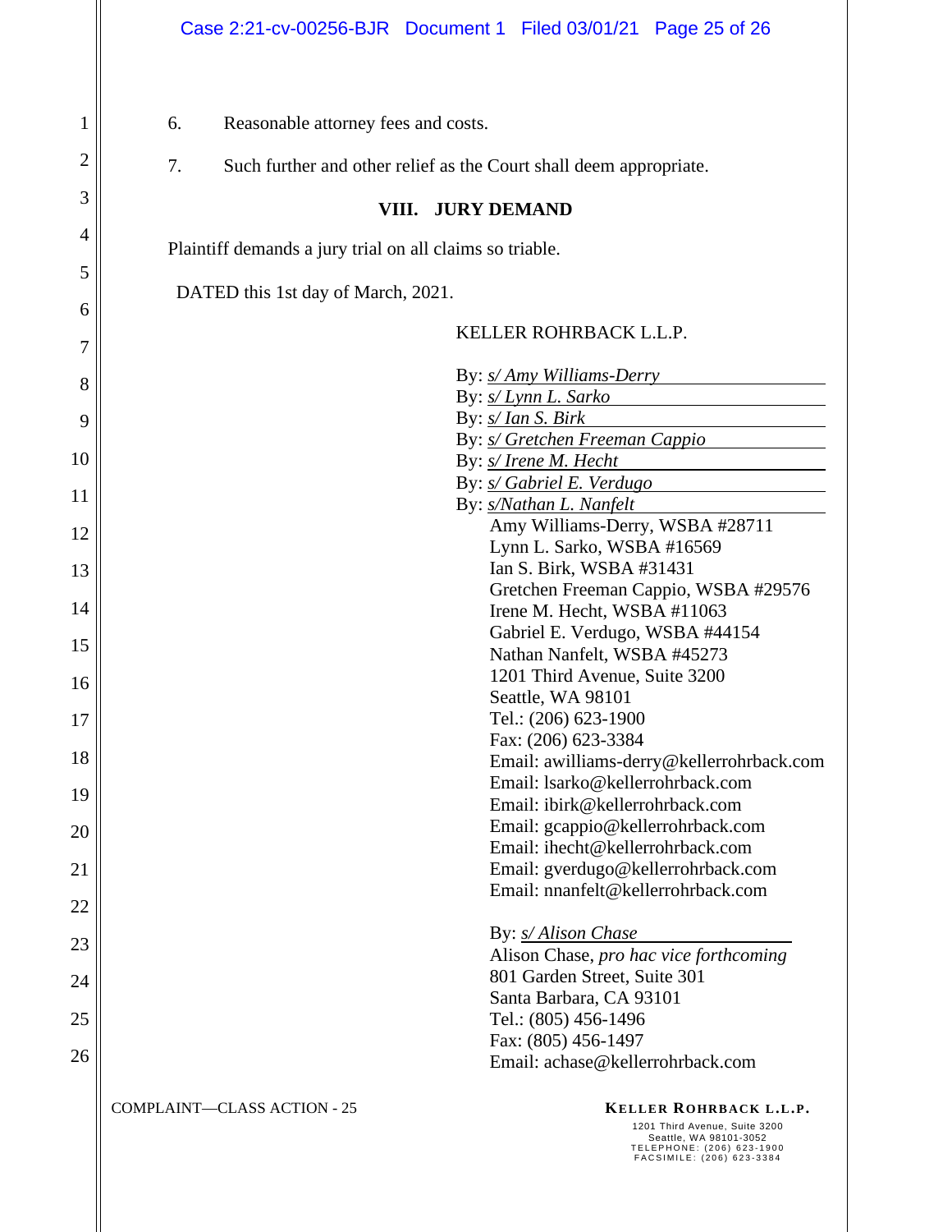6. Reasonable attorney fees and costs.

7. Such further and other relief as the Court shall deem appropriate.

## VIII. JURY DEMAND

Plaintiff demands a jury trial on all claims so triable.

DATED this 1st day of March, 2021.

KELLER ROHRBACK L.L.P.

By: *s/ Amy Williams-Derry*
By: *s/ Lynn L. Sarko*
By: *s/ Ian S. Birk*
By: *s/ Gretchen Freeman Cappio*
By: *s/ Irene M. Hecht*
By: *s/ Gabriel E. Verdugo*
By: *s/Nathan L. Nanfelt*

Amy Williams-Derry, WSBA #28711
Lynn L. Sarko, WSBA #16569
Ian S. Birk, WSBA #31431
Gretchen Freeman Cappio, WSBA #29576
Irene M. Hecht, WSBA #11063
Gabriel E. Verdugo, WSBA #44154
Nathan Nanfelt, WSBA #45273
1201 Third Avenue, Suite 3200
Seattle, WA 98101
Tel.: (206) 623-1900
Fax: (206) 623-3384
Email: awilliams-derry@kellerrohrback.com
Email: lsarko@kellerrohrback.com
Email: ibirk@kellerrohrback.com
Email: gcappio@kellerrohrback.com
Email: ihecht@kellerrohrback.com
Email: gverdugo@kellerrohrback.com
Email: nnanfelt@kellerrohrback.com

By: *s/ Alison Chase*
Alison Chase, *pro hac vice forthcoming*
801 Garden Street, Suite 301
Santa Barbara, CA 93101
Tel.: (805) 456-1496
Fax: (805) 456-1497
Email: achase@kellerrohrback.com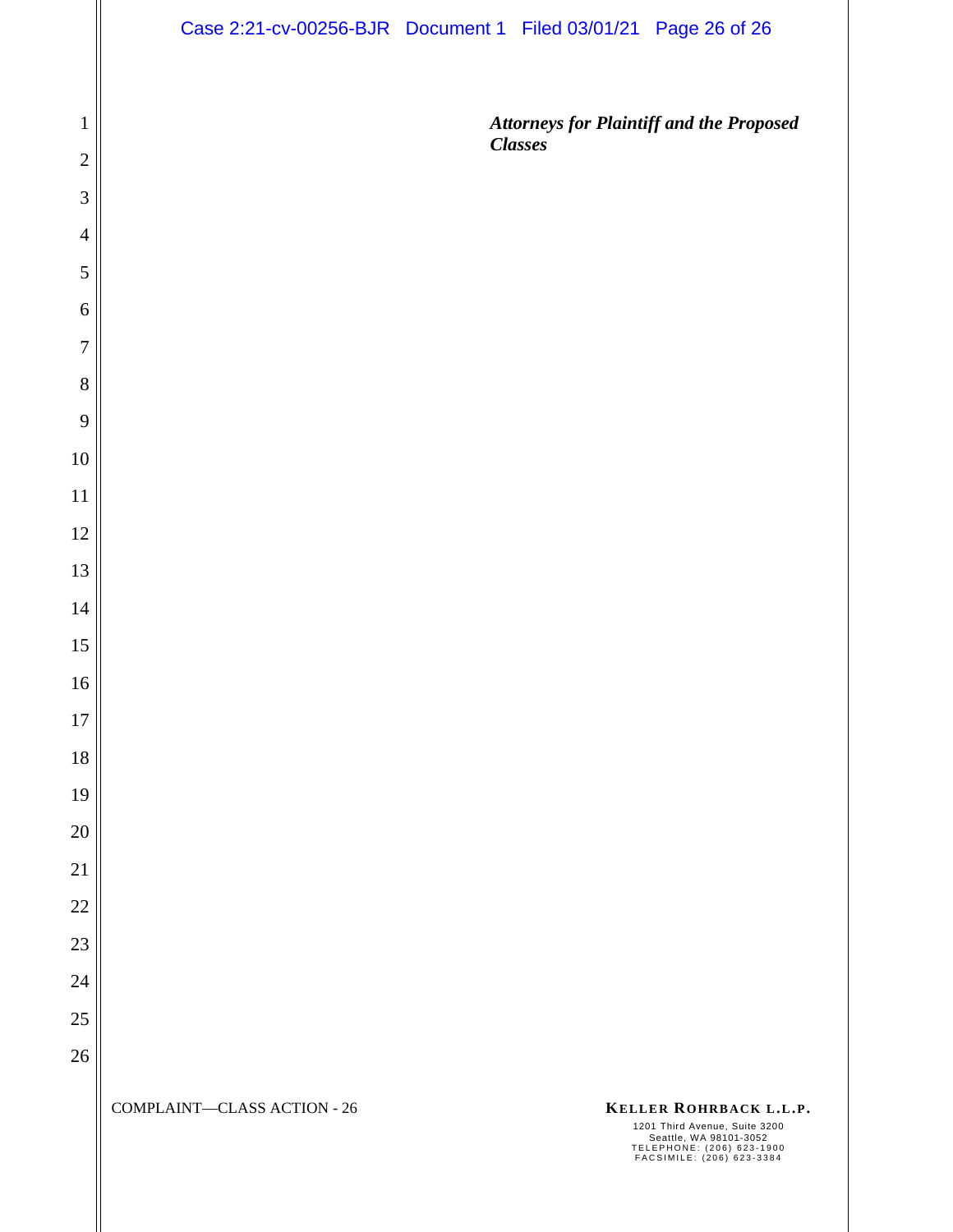***Attorneys for Plaintiff and the Proposed Classes***

COMPLAINT—CLASS ACTION - 26

**KELLER ROHRBACK L.L.P.**
1201 Third Avenue, Suite 3200
Seattle, WA 98101-3052
TELEPHONE: (206) 623-1900
FACSIMILE: (206) 623-3384